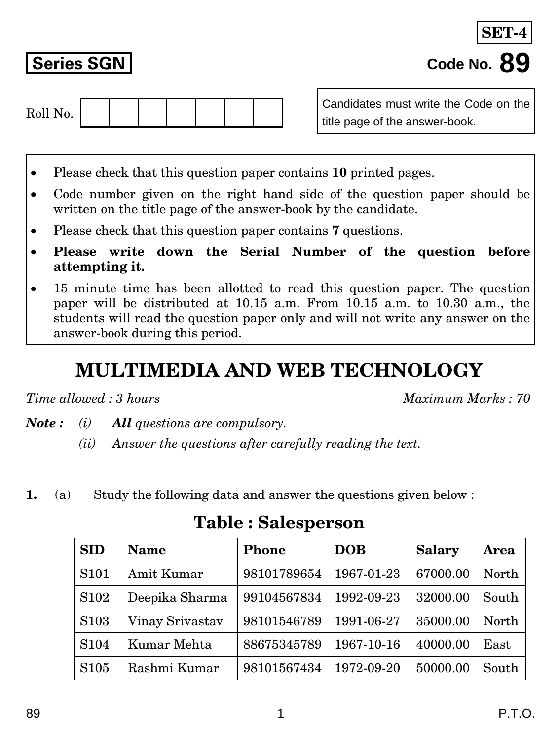**SET-4**

**Series SGN**

**Code No. 89**

Roll No. | | | | | | | |

Candidates must write the Code on the title page of the answer-book.

- Please check that this question paper contains **10** printed pages.
- Code number given on the right hand side of the question paper should be written on the title page of the answer-book by the candidate.
- Please check that this question paper contains **7** questions.
- **Please write down the Serial Number of the question before attempting it.**
- 15 minute time has been allotted to read this question paper. The question paper will be distributed at 10.15 a.m. From 10.15 a.m. to 10.30 a.m., the students will read the question paper only and will not write any answer on the answer-book during this period.

# MULTIMEDIA AND WEB TECHNOLOGY

*Time allowed : 3 hours* *Maximum Marks : 70*

***Note :*** *(i)* ***All*** *questions are compulsory.*

*(ii) Answer the questions after carefully reading the text.*

**1.** (a) Study the following data and answer the questions given below :

## Table : Salesperson

| SID | Name | Phone | DOB | Salary | Area |
|---|---|---|---|---|---|
| S101 | Amit Kumar | 98101789654 | 1967-01-23 | 67000.00 | North |
| S102 | Deepika Sharma | 99104567834 | 1992-09-23 | 32000.00 | South |
| S103 | Vinay Srivastav | 98101546789 | 1991-06-27 | 35000.00 | North |
| S104 | Kumar Mehta | 88675345789 | 1967-10-16 | 40000.00 | East |
| S105 | Rashmi Kumar | 98101567434 | 1972-09-20 | 50000.00 | South |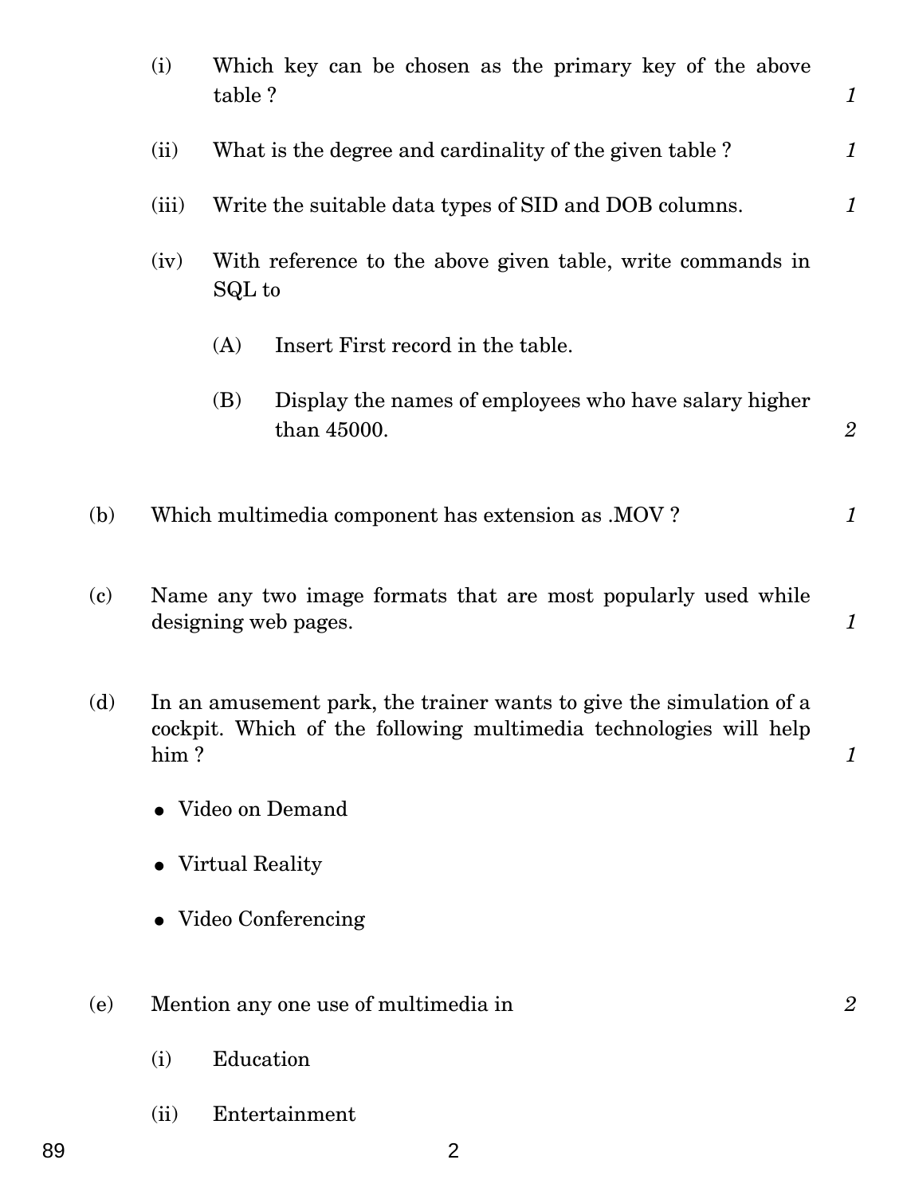(i) Which key can be chosen as the primary key of the above table ? *1*

(ii) What is the degree and cardinality of the given table ? *1*

(iii) Write the suitable data types of SID and DOB columns. *1*

(iv) With reference to the above given table, write commands in SQL to

(A) Insert First record in the table.

(B) Display the names of employees who have salary higher than 45000. *2*

(b) Which multimedia component has extension as .MOV ? *1*

(c) Name any two image formats that are most popularly used while designing web pages. *1*

(d) In an amusement park, the trainer wants to give the simulation of a cockpit. Which of the following multimedia technologies will help him ? *1*

- Video on Demand
- Virtual Reality
- Video Conferencing

(e) Mention any one use of multimedia in *2*

(i) Education

(ii) Entertainment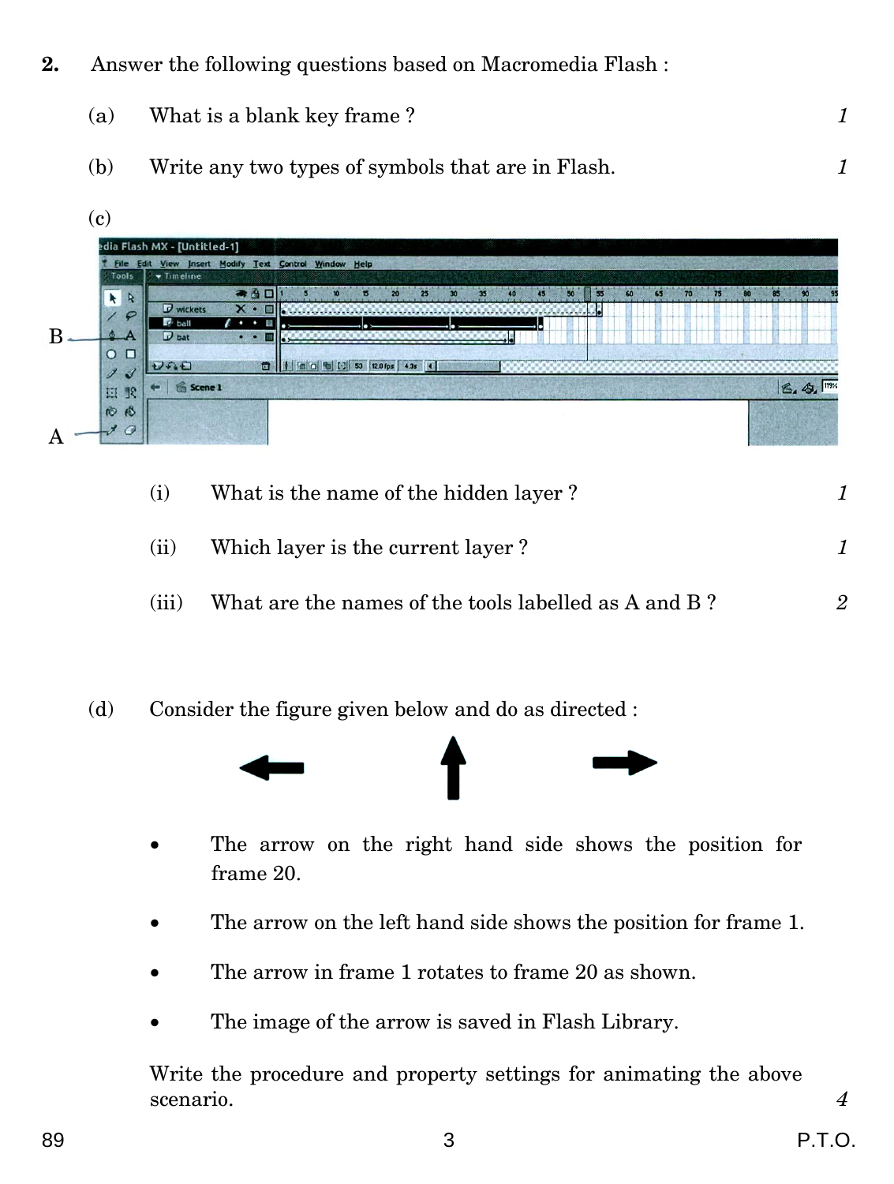**2.** Answer the following questions based on Macromedia Flash :

(a) What is a blank key frame ? *1*

(b) Write any two types of symbols that are in Flash. *1*

(c)

(i) What is the name of the hidden layer ? *1*

(ii) Which layer is the current layer ? *1*

(iii) What are the names of the tools labelled as A and B ? *2*

(d) Consider the figure given below and do as directed :

- The arrow on the right hand side shows the position for frame 20.
- The arrow on the left hand side shows the position for frame 1.
- The arrow in frame 1 rotates to frame 20 as shown.
- The image of the arrow is saved in Flash Library.

Write the procedure and property settings for animating the above scenario. *4*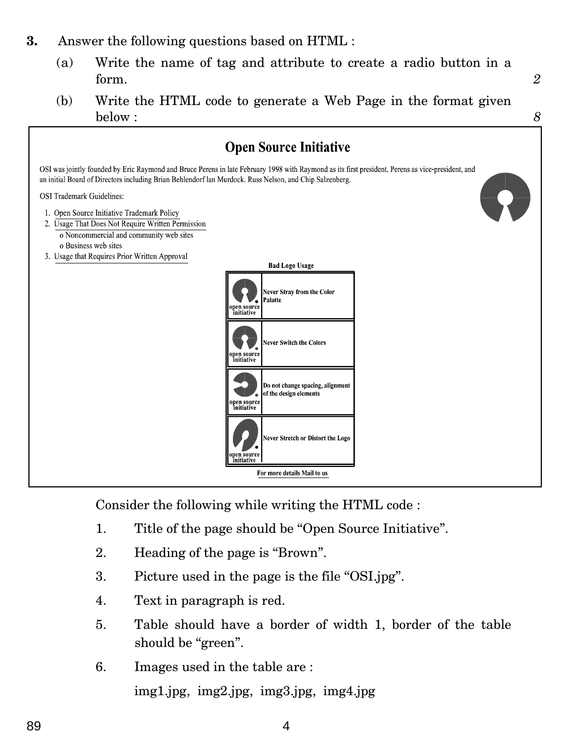**3.** Answer the following questions based on HTML :

(a) Write the name of tag and attribute to create a radio button in a form. *2*

(b) Write the HTML code to generate a Web Page in the format given below : *8*

**Open Source Initiative**

OSI was jointly founded by Eric Raymond and Bruce Perens in late February 1998 with Raymond as its first president, Perens as vice-president, and an initial Board of Directors including Brian Behlendorf Ian Murdock. Russ Nelson, and Chip Salzenberg.

OSI Trademark Guidelines:

1. Open Source Initiative Trademark Policy
2. Usage That Does Not Require Written Permission
   - o Noncommercial and community web sites
   - o Business web sites
3. Usage that Requires Prior Written Approval

**Bad Logo Usage**

| | |
|---|---|
| open source initiative | Never Stray from the Color Palatte |
| open source initiative | Never Switch the Colors |
| open source initiative | Do not change spacing, alignment of the design elements |
| open source initiative | Never Stretch or Distort the Logo |

For more details Mail to us

Consider the following while writing the HTML code :

1. Title of the page should be "Open Source Initiative".
2. Heading of the page is "Brown".
3. Picture used in the page is the file "OSI.jpg".
4. Text in paragraph is red.
5. Table should have a border of width 1, border of the table should be "green".
6. Images used in the table are :

   img1.jpg, img2.jpg, img3.jpg, img4.jpg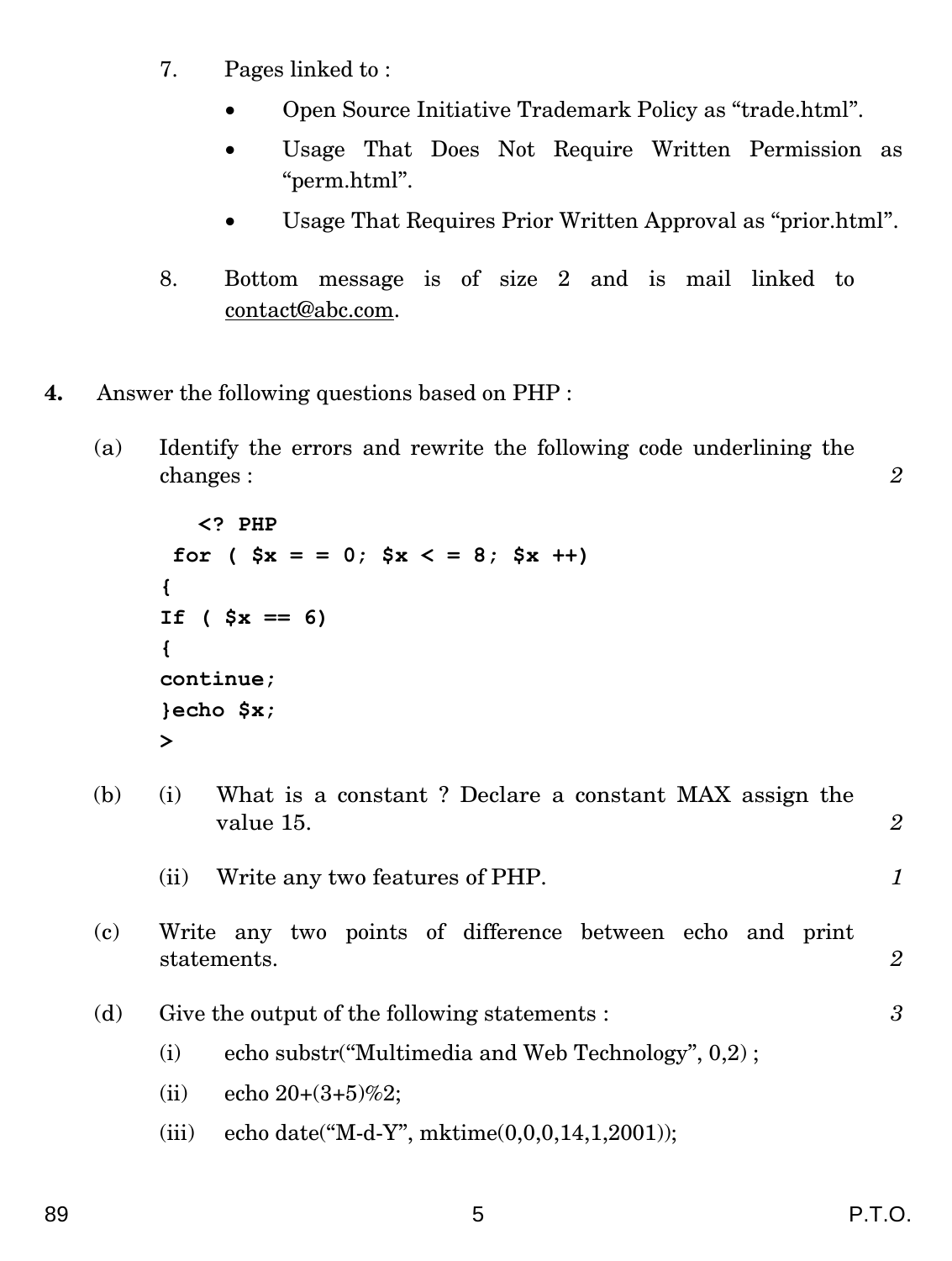7. Pages linked to :

   - Open Source Initiative Trademark Policy as "trade.html".
   - Usage That Does Not Require Written Permission as "perm.html".
   - Usage That Requires Prior Written Approval as "prior.html".

8. Bottom message is of size 2 and is mail linked to contact@abc.com.

**4.** Answer the following questions based on PHP :

(a) Identify the errors and rewrite the following code underlining the changes : *2*

```
   <? PHP
 for ( $x = = 0; $x < = 8; $x ++)
{
If ( $x == 6)
{
continue;
}echo $x;
>
```

(b) (i) What is a constant ? Declare a constant MAX assign the value 15. *2*

(ii) Write any two features of PHP. *1*

(c) Write any two points of difference between echo and print statements. *2*

(d) Give the output of the following statements : *3*

(i) echo substr("Multimedia and Web Technology", 0,2) ;

(ii) echo 20+(3+5)%2;

(iii) echo date("M-d-Y", mktime(0,0,0,14,1,2001));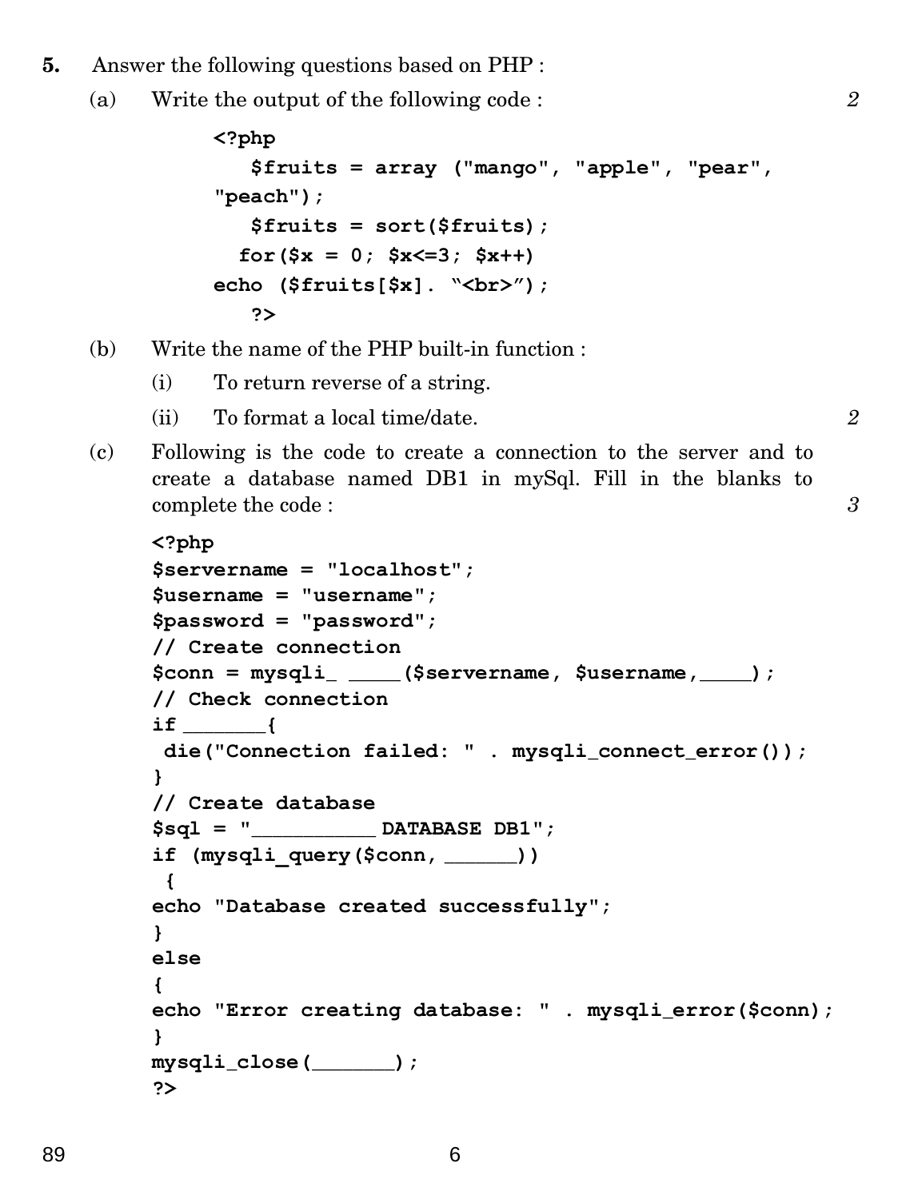**5.** Answer the following questions based on PHP : 

(a) Write the output of the following code : *2*

```
<?php
   $fruits = array ("mango", "apple", "pear",
"peach");
   $fruits = sort($fruits);
  for($x = 0; $x<=3; $x++)
echo ($fruits[$x]. "<br>");
   ?>
```

(b) Write the name of the PHP built-in function :

(i) To return reverse of a string.

(ii) To format a local time/date. *2*

(c) Following is the code to create a connection to the server and to create a database named DB1 in mySql. Fill in the blanks to complete the code : *3*

```
<?php
$servername = "localhost";
$username = "username";
$password = "password";
// Create connection
$conn = mysqli_ ____($servername, $username,____);
// Check connection
if _______{
 die("Connection failed: " . mysqli_connect_error());
}
// Create database
$sql = "__________ DATABASE DB1";
if (mysqli_query($conn, ______))
 {
echo "Database created successfully";
}
else
{
echo "Error creating database: " . mysqli_error($conn);
}
mysqli_close(_______);
?>
```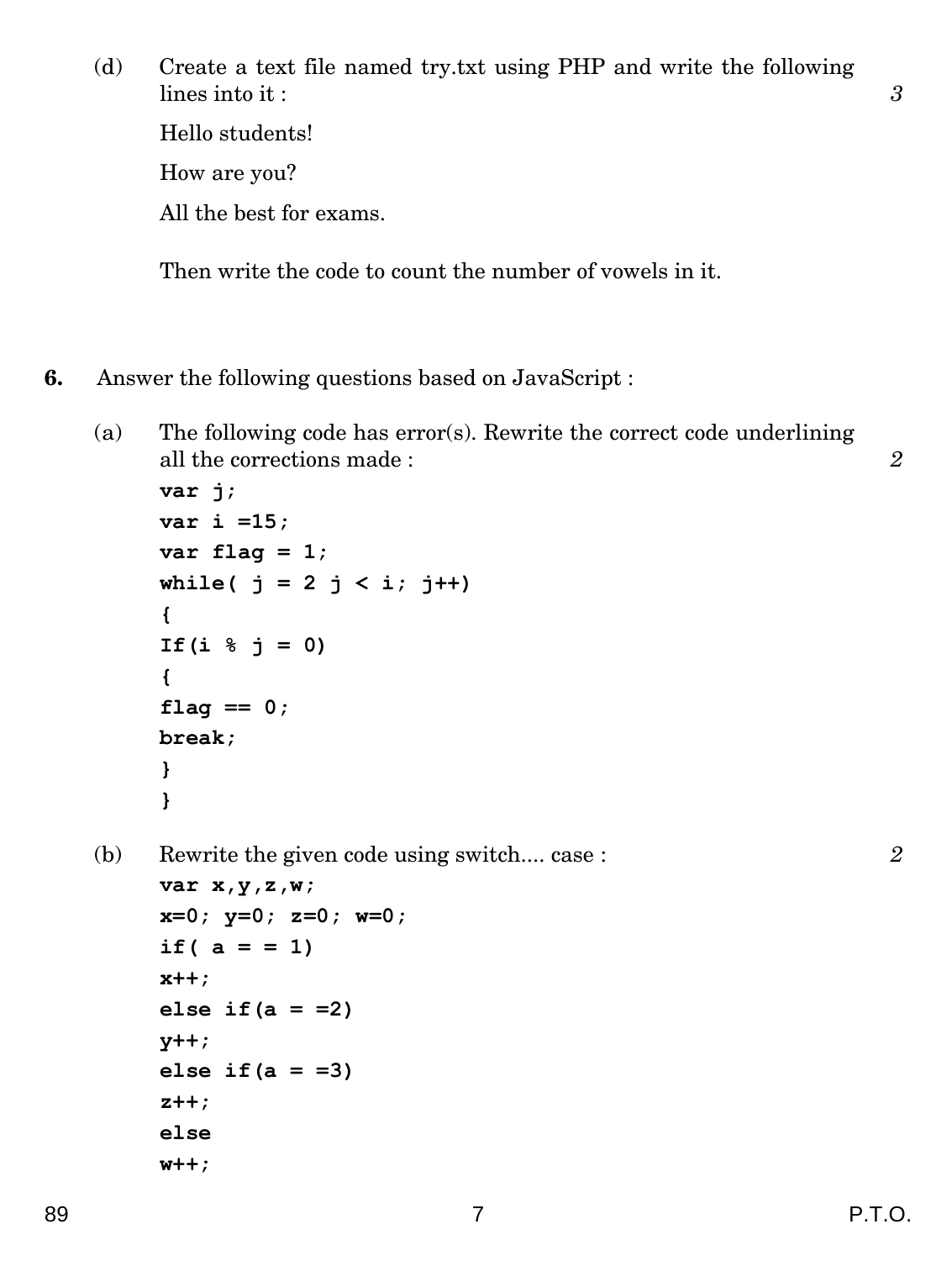(d) Create a text file named try.txt using PHP and write the following lines into it : *3*

Hello students!

How are you?

All the best for exams.

Then write the code to count the number of vowels in it.

**6.** Answer the following questions based on JavaScript :

(a) The following code has error(s). Rewrite the correct code underlining all the corrections made : *2*

```
var j;
var i =15;
var flag = 1;
while( j = 2 j < i; j++)
{
If(i % j = 0)
{
flag == 0;
break;
}
}
```

(b) Rewrite the given code using switch.... case : *2*

```
var x,y,z,w;
x=0; y=0; z=0; w=0;
if( a = = 1)
x++;
else if(a = =2)
y++;
else if(a = =3)
z++;
else
w++;
```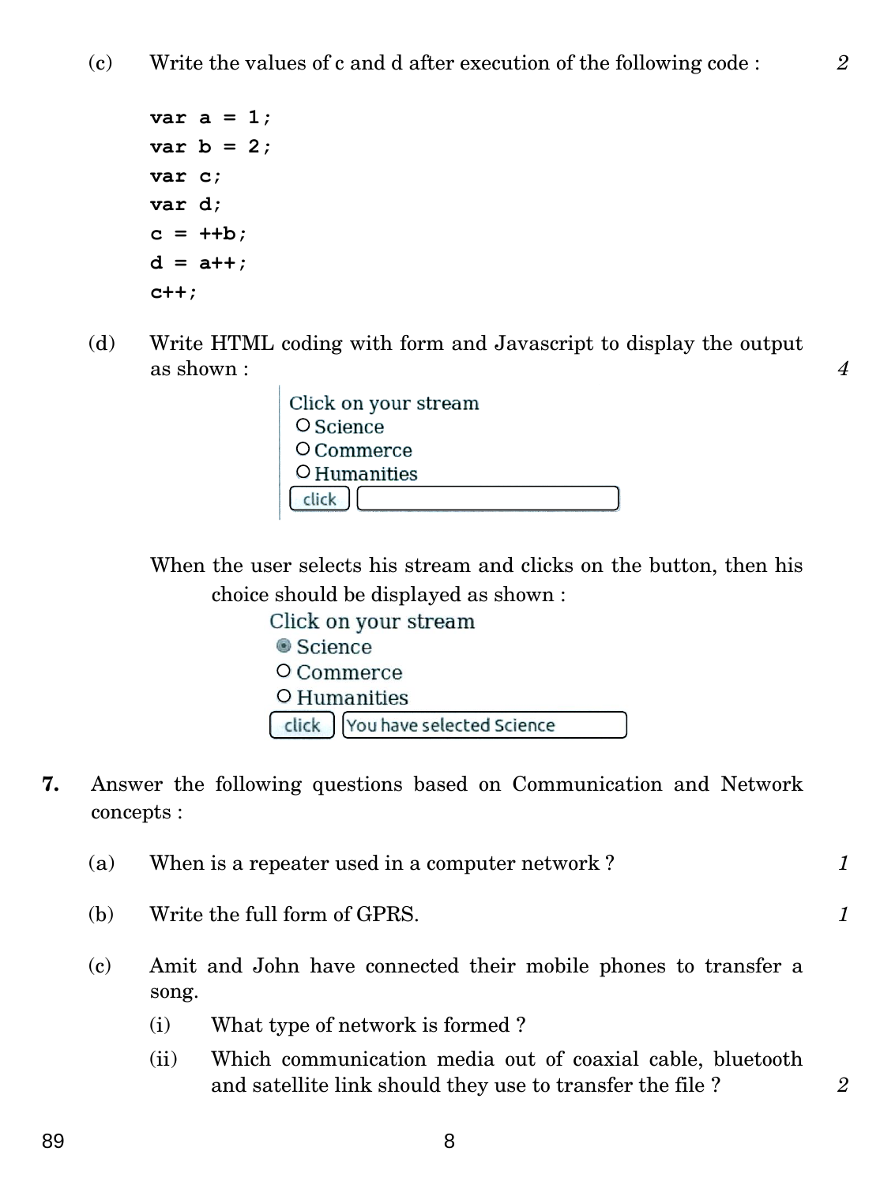(c) Write the values of c and d after execution of the following code : *2*

```
var a = 1;
var b = 2;
var c;
var d;
c = ++b;
d = a++;
c++;
```

(d) Write HTML coding with form and Javascript to display the output as shown : *4*

```
Click on your stream
 O Science
 O Commerce
 O Humanities
 [click] [                    ]
```

When the user selects his stream and clicks on the button, then his choice should be displayed as shown :

```
Click on your stream
 ◉ Science
 O Commerce
 O Humanities
 [click] [You have selected Science]
```

**7.** Answer the following questions based on Communication and Network concepts :

(a) When is a repeater used in a computer network ? *1*

(b) Write the full form of GPRS. *1*

(c) Amit and John have connected their mobile phones to transfer a song.

(i) What type of network is formed ?

(ii) Which communication media out of coaxial cable, bluetooth and satellite link should they use to transfer the file ? *2*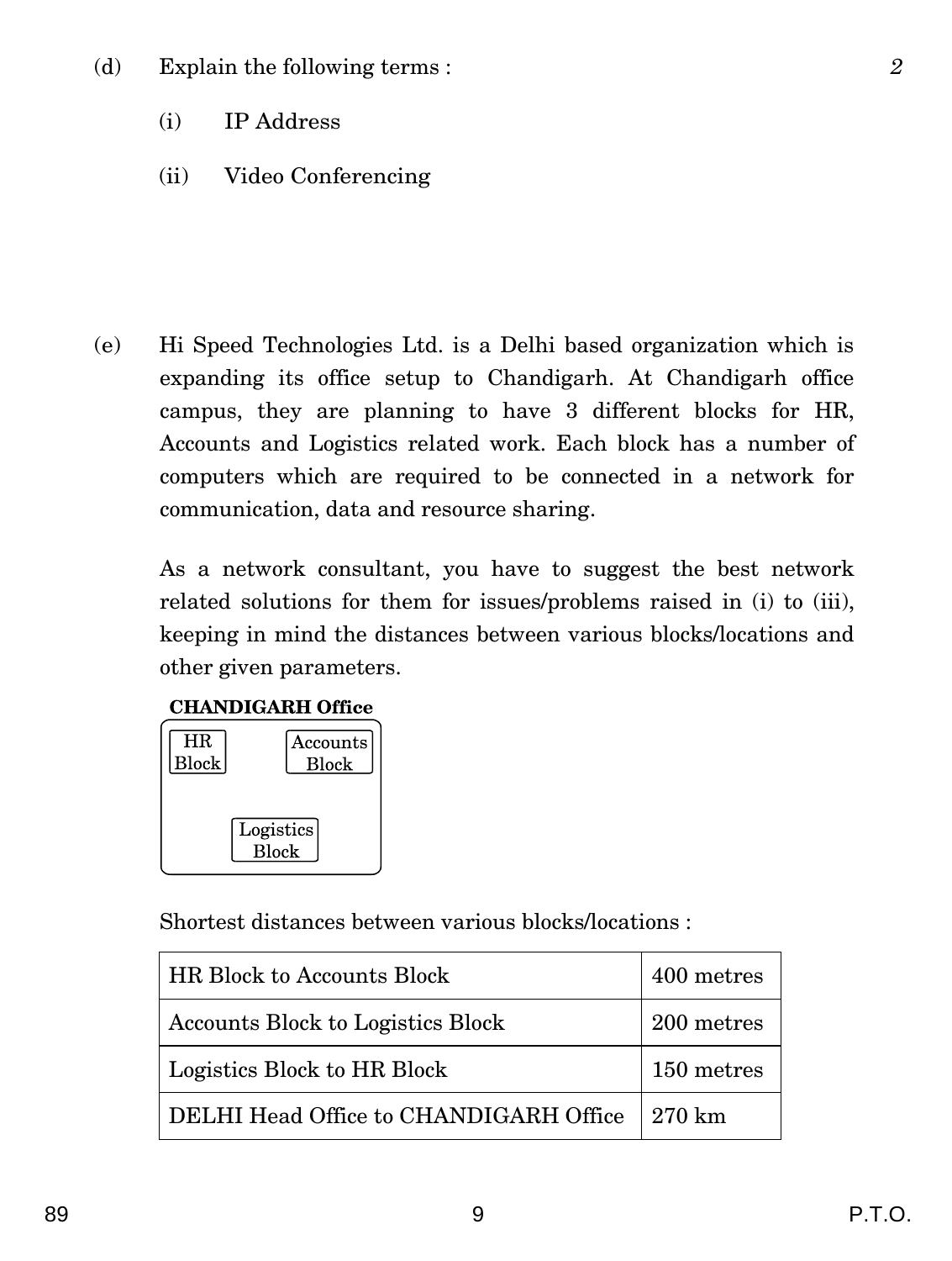(d) Explain the following terms : *2*

(i) IP Address

(ii) Video Conferencing

(e) Hi Speed Technologies Ltd. is a Delhi based organization which is expanding its office setup to Chandigarh. At Chandigarh office campus, they are planning to have 3 different blocks for HR, Accounts and Logistics related work. Each block has a number of computers which are required to be connected in a network for communication, data and resource sharing.

As a network consultant, you have to suggest the best network related solutions for them for issues/problems raised in (i) to (iii), keeping in mind the distances between various blocks/locations and other given parameters.

**CHANDIGARH Office**

HR Block | Accounts Block | Logistics Block

Shortest distances between various blocks/locations :

| | |
|---|---|
| HR Block to Accounts Block | 400 metres |
| Accounts Block to Logistics Block | 200 metres |
| Logistics Block to HR Block | 150 metres |
| DELHI Head Office to CHANDIGARH Office | 270 km |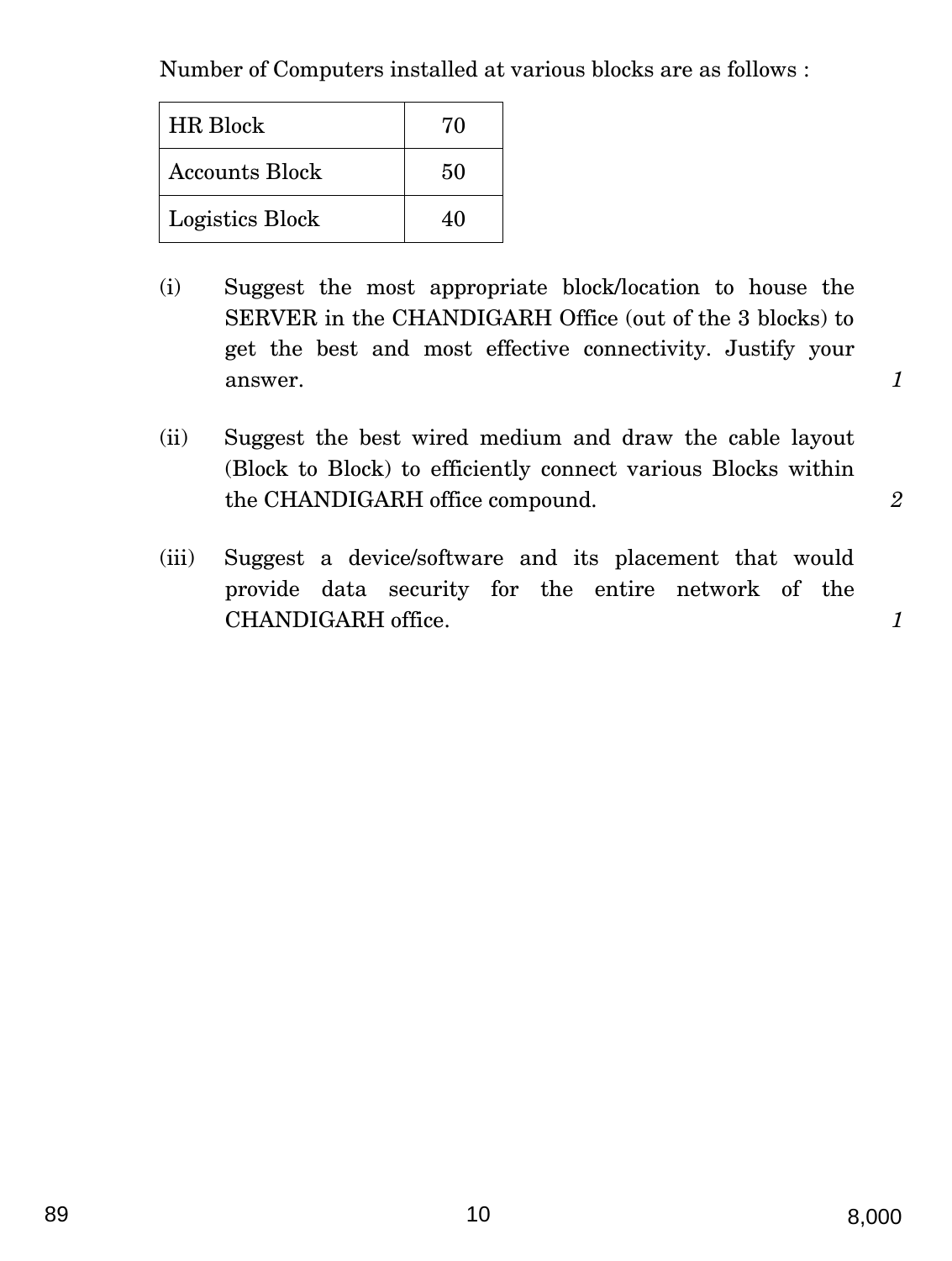Number of Computers installed at various blocks are as follows :

| | |
|---|---|
| HR Block | 70 |
| Accounts Block | 50 |
| Logistics Block | 40 |

(i) Suggest the most appropriate block/location to house the SERVER in the CHANDIGARH Office (out of the 3 blocks) to get the best and most effective connectivity. Justify your answer. *1*

(ii) Suggest the best wired medium and draw the cable layout (Block to Block) to efficiently connect various Blocks within the CHANDIGARH office compound. *2*

(iii) Suggest a device/software and its placement that would provide data security for the entire network of the CHANDIGARH office. *1*